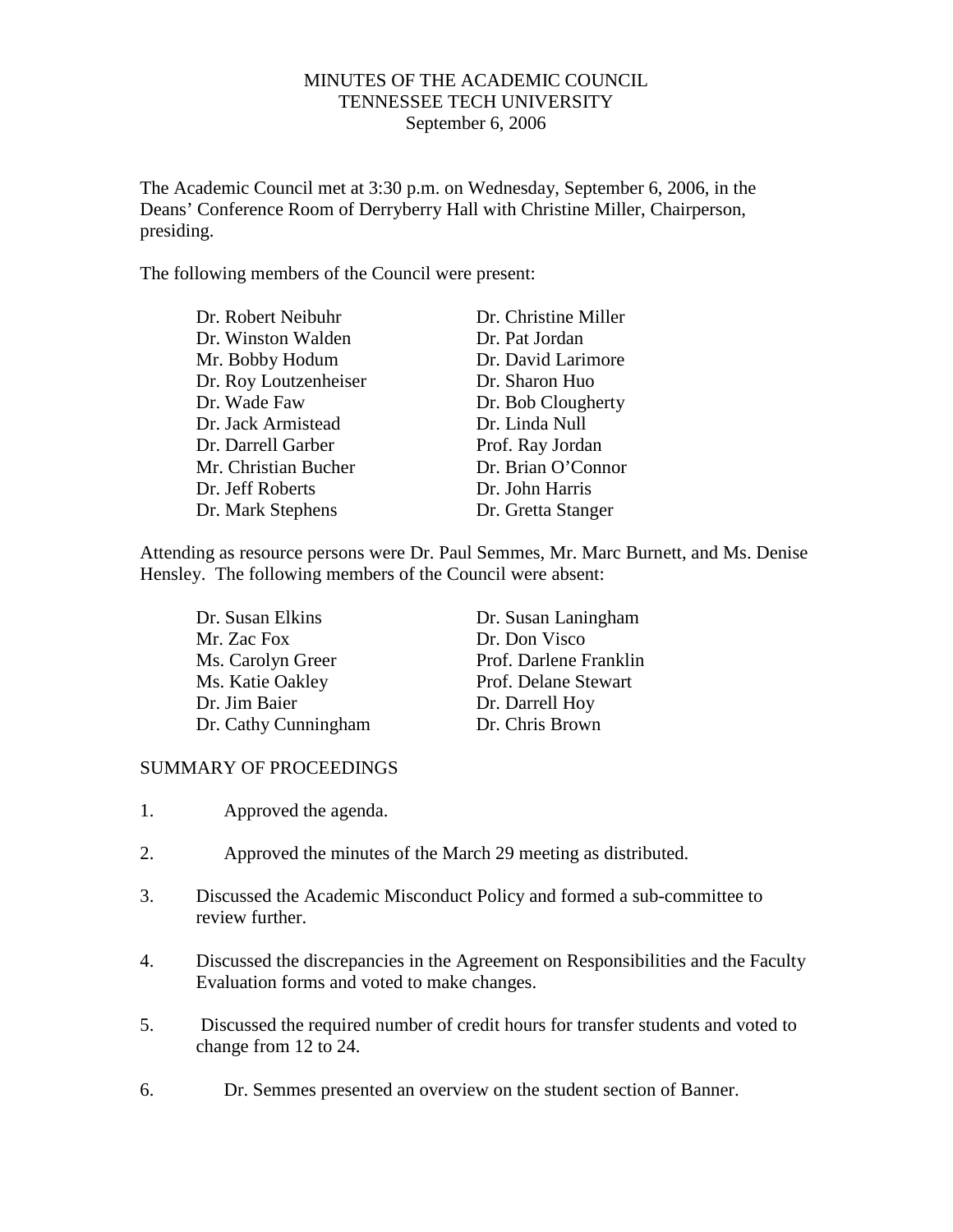MINUTES OF THE ACADEMIC COUNCIL
TENNESSEE TECH UNIVERSITY
September 6, 2006

The Academic Council met at 3:30 p.m. on Wednesday, September 6, 2006, in the Deans' Conference Room of Derryberry Hall with Christine Miller, Chairperson, presiding.

The following members of the Council were present:

| | |
|---|---|
| Dr. Robert Neibuhr | Dr. Christine Miller |
| Dr. Winston Walden | Dr. Pat Jordan |
| Mr. Bobby Hodum | Dr. David Larimore |
| Dr. Roy Loutzenheiser | Dr. Sharon Huo |
| Dr. Wade Faw | Dr. Bob Clougherty |
| Dr. Jack Armistead | Dr. Linda Null |
| Dr. Darrell Garber | Prof. Ray Jordan |
| Mr. Christian Bucher | Dr. Brian O'Connor |
| Dr. Jeff Roberts | Dr. John Harris |
| Dr. Mark Stephens | Dr. Gretta Stanger |

Attending as resource persons were Dr. Paul Semmes, Mr. Marc Burnett, and Ms. Denise Hensley. The following members of the Council were absent:

| | |
|---|---|
| Dr. Susan Elkins | Dr. Susan Laningham |
| Mr. Zac Fox | Dr. Don Visco |
| Ms. Carolyn Greer | Prof. Darlene Franklin |
| Ms. Katie Oakley | Prof. Delane Stewart |
| Dr. Jim Baier | Dr. Darrell Hoy |
| Dr. Cathy Cunningham | Dr. Chris Brown |

SUMMARY OF PROCEEDINGS

1. Approved the agenda.

2. Approved the minutes of the March 29 meeting as distributed.

3. Discussed the Academic Misconduct Policy and formed a sub-committee to review further.

4. Discussed the discrepancies in the Agreement on Responsibilities and the Faculty Evaluation forms and voted to make changes.

5. Discussed the required number of credit hours for transfer students and voted to change from 12 to 24.

6. Dr. Semmes presented an overview on the student section of Banner.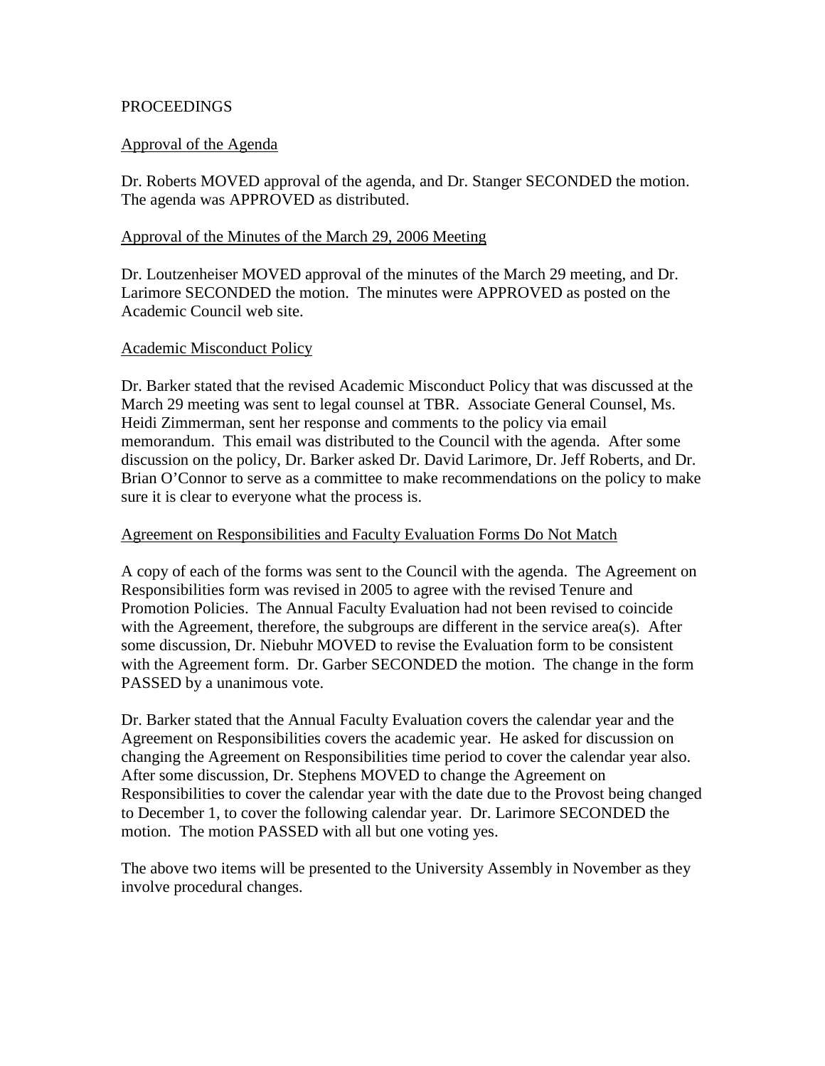PROCEEDINGS

Approval of the Agenda

Dr. Roberts MOVED approval of the agenda, and Dr. Stanger SECONDED the motion. The agenda was APPROVED as distributed.

Approval of the Minutes of the March 29, 2006 Meeting

Dr. Loutzenheiser MOVED approval of the minutes of the March 29 meeting, and Dr. Larimore SECONDED the motion. The minutes were APPROVED as posted on the Academic Council web site.

Academic Misconduct Policy

Dr. Barker stated that the revised Academic Misconduct Policy that was discussed at the March 29 meeting was sent to legal counsel at TBR. Associate General Counsel, Ms. Heidi Zimmerman, sent her response and comments to the policy via email memorandum. This email was distributed to the Council with the agenda. After some discussion on the policy, Dr. Barker asked Dr. David Larimore, Dr. Jeff Roberts, and Dr. Brian O'Connor to serve as a committee to make recommendations on the policy to make sure it is clear to everyone what the process is.

Agreement on Responsibilities and Faculty Evaluation Forms Do Not Match

A copy of each of the forms was sent to the Council with the agenda. The Agreement on Responsibilities form was revised in 2005 to agree with the revised Tenure and Promotion Policies. The Annual Faculty Evaluation had not been revised to coincide with the Agreement, therefore, the subgroups are different in the service area(s). After some discussion, Dr. Niebuhr MOVED to revise the Evaluation form to be consistent with the Agreement form. Dr. Garber SECONDED the motion. The change in the form PASSED by a unanimous vote.

Dr. Barker stated that the Annual Faculty Evaluation covers the calendar year and the Agreement on Responsibilities covers the academic year. He asked for discussion on changing the Agreement on Responsibilities time period to cover the calendar year also. After some discussion, Dr. Stephens MOVED to change the Agreement on Responsibilities to cover the calendar year with the date due to the Provost being changed to December 1, to cover the following calendar year. Dr. Larimore SECONDED the motion. The motion PASSED with all but one voting yes.

The above two items will be presented to the University Assembly in November as they involve procedural changes.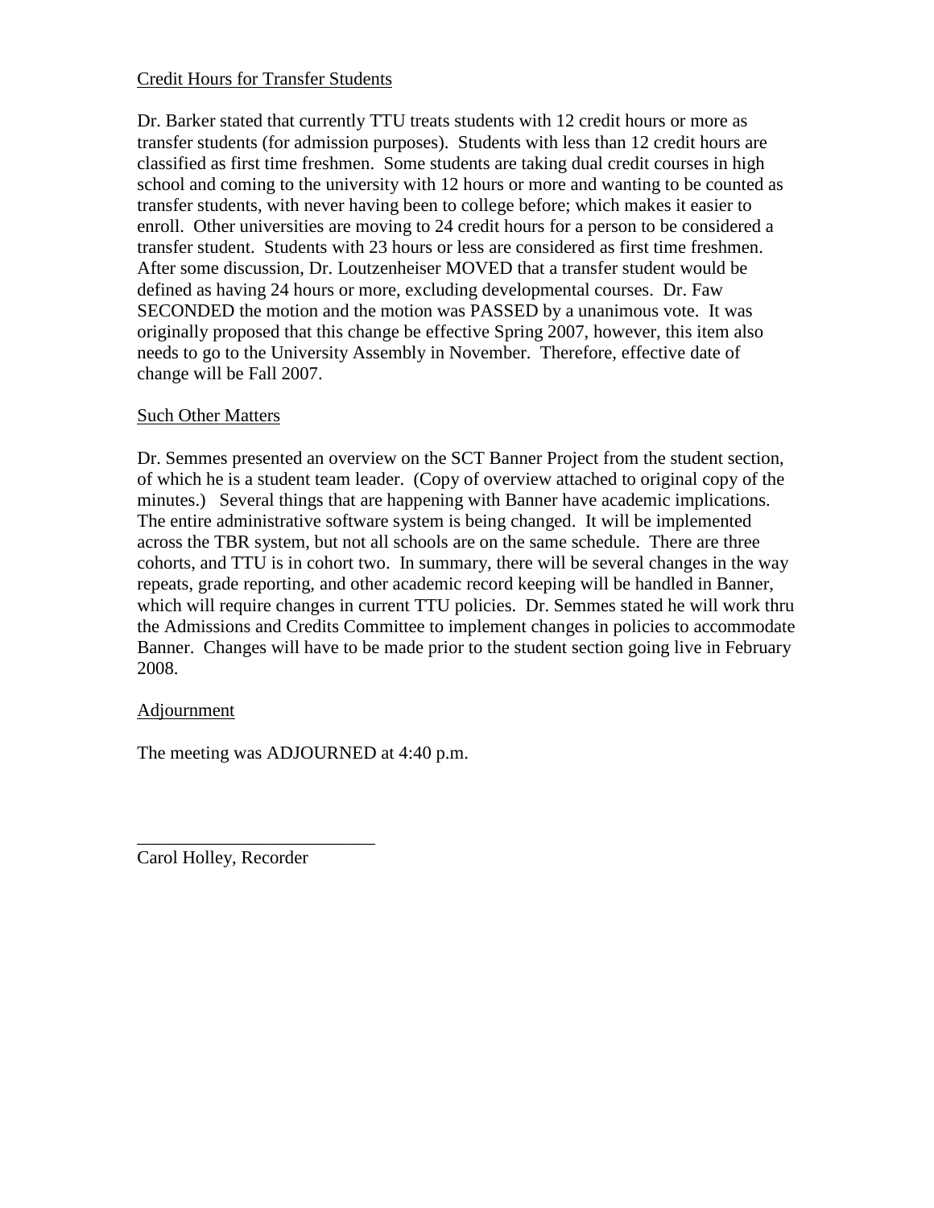<u>Credit Hours for Transfer Students</u>

Dr. Barker stated that currently TTU treats students with 12 credit hours or more as transfer students (for admission purposes). Students with less than 12 credit hours are classified as first time freshmen. Some students are taking dual credit courses in high school and coming to the university with 12 hours or more and wanting to be counted as transfer students, with never having been to college before; which makes it easier to enroll. Other universities are moving to 24 credit hours for a person to be considered a transfer student. Students with 23 hours or less are considered as first time freshmen. After some discussion, Dr. Loutzenheiser MOVED that a transfer student would be defined as having 24 hours or more, excluding developmental courses. Dr. Faw SECONDED the motion and the motion was PASSED by a unanimous vote. It was originally proposed that this change be effective Spring 2007, however, this item also needs to go to the University Assembly in November. Therefore, effective date of change will be Fall 2007.

<u>Such Other Matters</u>

Dr. Semmes presented an overview on the SCT Banner Project from the student section, of which he is a student team leader. (Copy of overview attached to original copy of the minutes.) Several things that are happening with Banner have academic implications. The entire administrative software system is being changed. It will be implemented across the TBR system, but not all schools are on the same schedule. There are three cohorts, and TTU is in cohort two. In summary, there will be several changes in the way repeats, grade reporting, and other academic record keeping will be handled in Banner, which will require changes in current TTU policies. Dr. Semmes stated he will work thru the Admissions and Credits Committee to implement changes in policies to accommodate Banner. Changes will have to be made prior to the student section going live in February 2008.

<u>Adjournment</u>

The meeting was ADJOURNED at 4:40 p.m.

___________________________

Carol Holley, Recorder